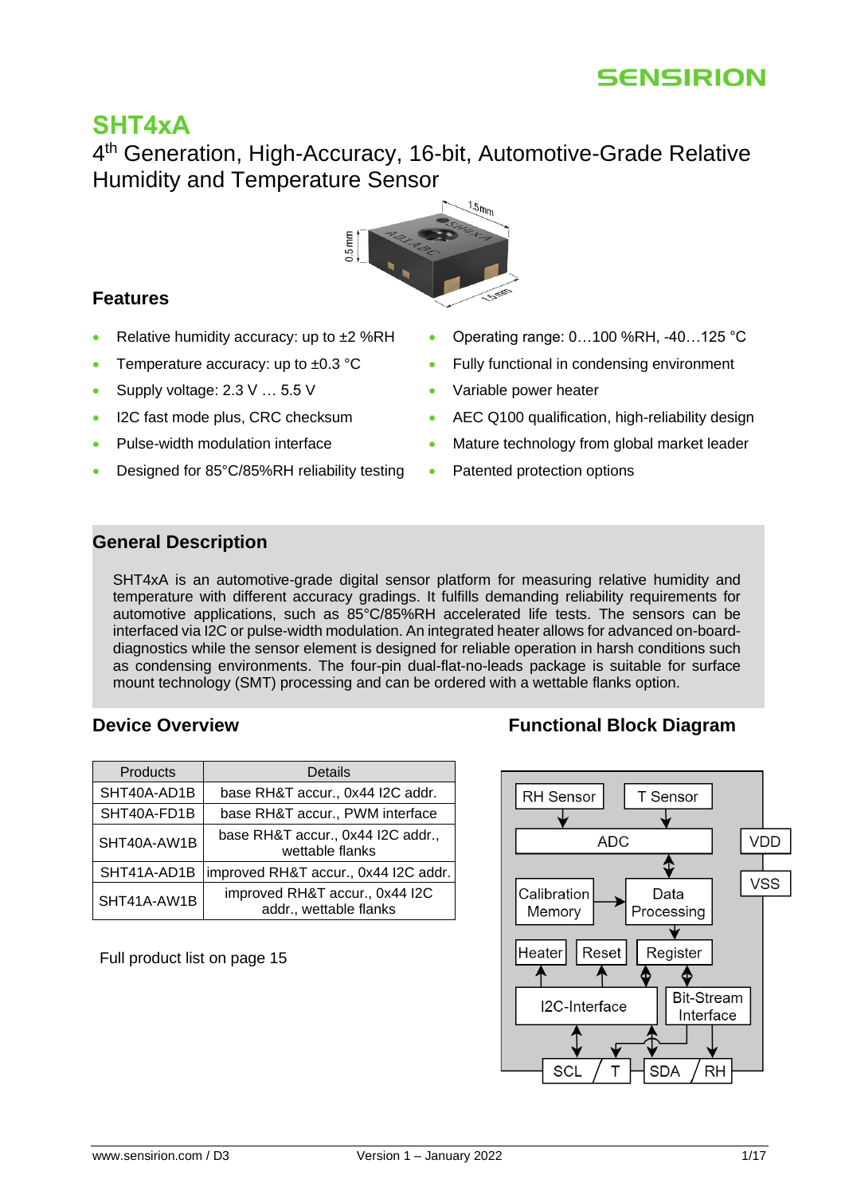# SHT4xA

## 4th Generation, High-Accuracy, 16-bit, Automotive-Grade Relative Humidity and Temperature Sensor

### Features

- Relative humidity accuracy: up to ±2 %RH
- Temperature accuracy: up to ±0.3 °C
- Supply voltage: 2.3 V … 5.5 V
- I2C fast mode plus, CRC checksum
- Pulse-width modulation interface
- Designed for 85°C/85%RH reliability testing
- Operating range: 0…100 %RH, -40…125 °C
- Fully functional in condensing environment
- Variable power heater
- AEC Q100 qualification, high-reliability design
- Mature technology from global market leader
- Patented protection options

### General Description

SHT4xA is an automotive-grade digital sensor platform for measuring relative humidity and temperature with different accuracy gradings. It fulfills demanding reliability requirements for automotive applications, such as 85°C/85%RH accelerated life tests. The sensors can be interfaced via I2C or pulse-width modulation. An integrated heater allows for advanced on-board-diagnostics while the sensor element is designed for reliable operation in harsh conditions such as condensing environments. The four-pin dual-flat-no-leads package is suitable for surface mount technology (SMT) processing and can be ordered with a wettable flanks option.

### Device Overview

| Products | Details |
|---|---|
| SHT40A-AD1B | base RH&T accur., 0x44 I2C addr. |
| SHT40A-FD1B | base RH&T accur., PWM interface |
| SHT40A-AW1B | base RH&T accur., 0x44 I2C addr., wettable flanks |
| SHT41A-AD1B | improved RH&T accur., 0x44 I2C addr. |
| SHT41A-AW1B | improved RH&T accur., 0x44 I2C addr., wettable flanks |

Full product list on page 15

### Functional Block Diagram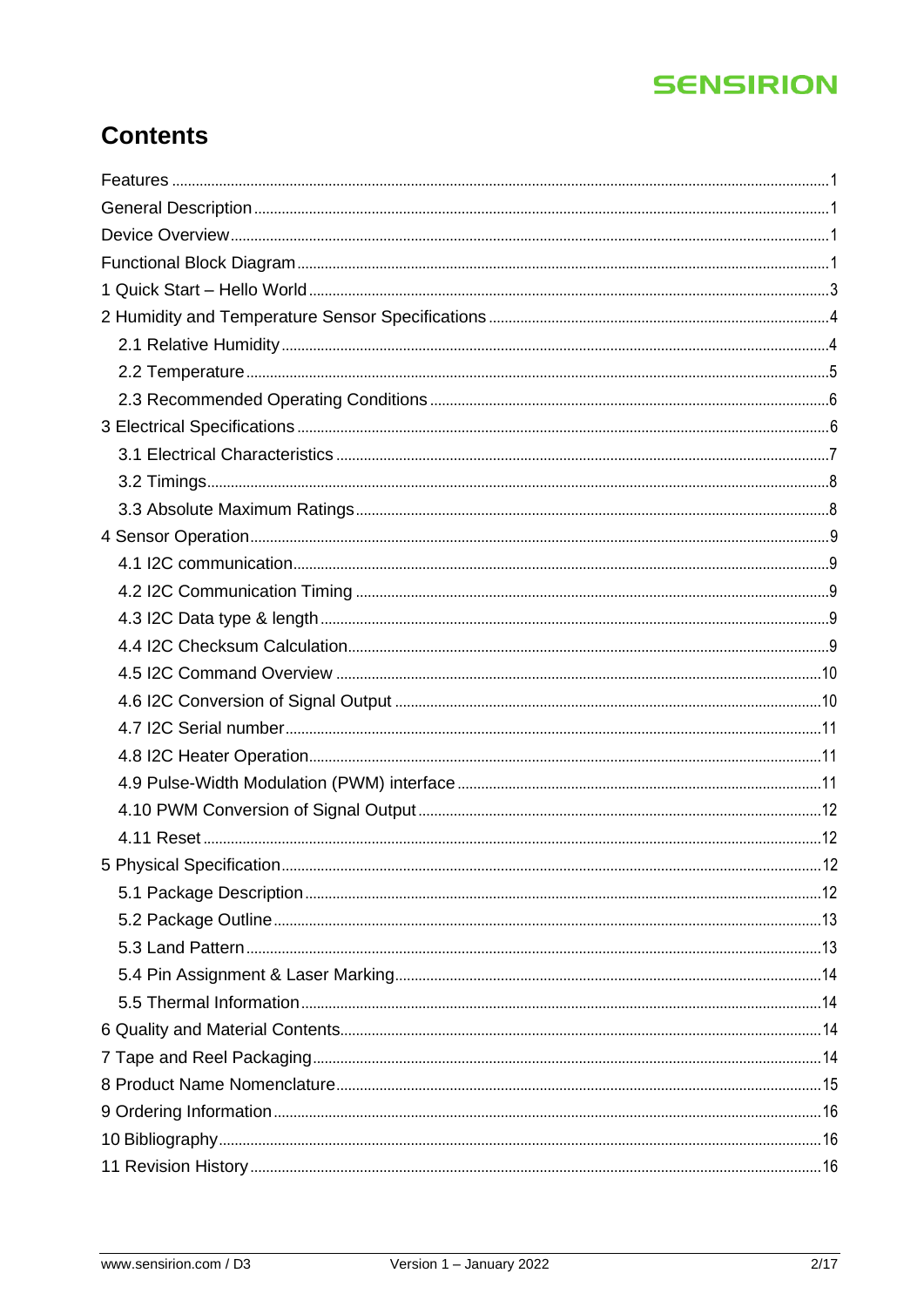# Contents

- Features ........ 1
- General Description ........ 1
- Device Overview ........ 1
- Functional Block Diagram ........ 1
- 1 Quick Start – Hello World ........ 3
- 2 Humidity and Temperature Sensor Specifications ........ 4
  - 2.1 Relative Humidity ........ 4
  - 2.2 Temperature ........ 5
  - 2.3 Recommended Operating Conditions ........ 6
- 3 Electrical Specifications ........ 6
  - 3.1 Electrical Characteristics ........ 7
  - 3.2 Timings ........ 8
  - 3.3 Absolute Maximum Ratings ........ 8
- 4 Sensor Operation ........ 9
  - 4.1 I2C communication ........ 9
  - 4.2 I2C Communication Timing ........ 9
  - 4.3 I2C Data type & length ........ 9
  - 4.4 I2C Checksum Calculation ........ 9
  - 4.5 I2C Command Overview ........ 10
  - 4.6 I2C Conversion of Signal Output ........ 10
  - 4.7 I2C Serial number ........ 11
  - 4.8 I2C Heater Operation ........ 11
  - 4.9 Pulse-Width Modulation (PWM) interface ........ 11
  - 4.10 PWM Conversion of Signal Output ........ 12
  - 4.11 Reset ........ 12
- 5 Physical Specification ........ 12
  - 5.1 Package Description ........ 12
  - 5.2 Package Outline ........ 13
  - 5.3 Land Pattern ........ 13
  - 5.4 Pin Assignment & Laser Marking ........ 14
  - 5.5 Thermal Information ........ 14
- 6 Quality and Material Contents ........ 14
- 7 Tape and Reel Packaging ........ 14
- 8 Product Name Nomenclature ........ 15
- 9 Ordering Information ........ 16
- 10 Bibliography ........ 16
- 11 Revision History ........ 16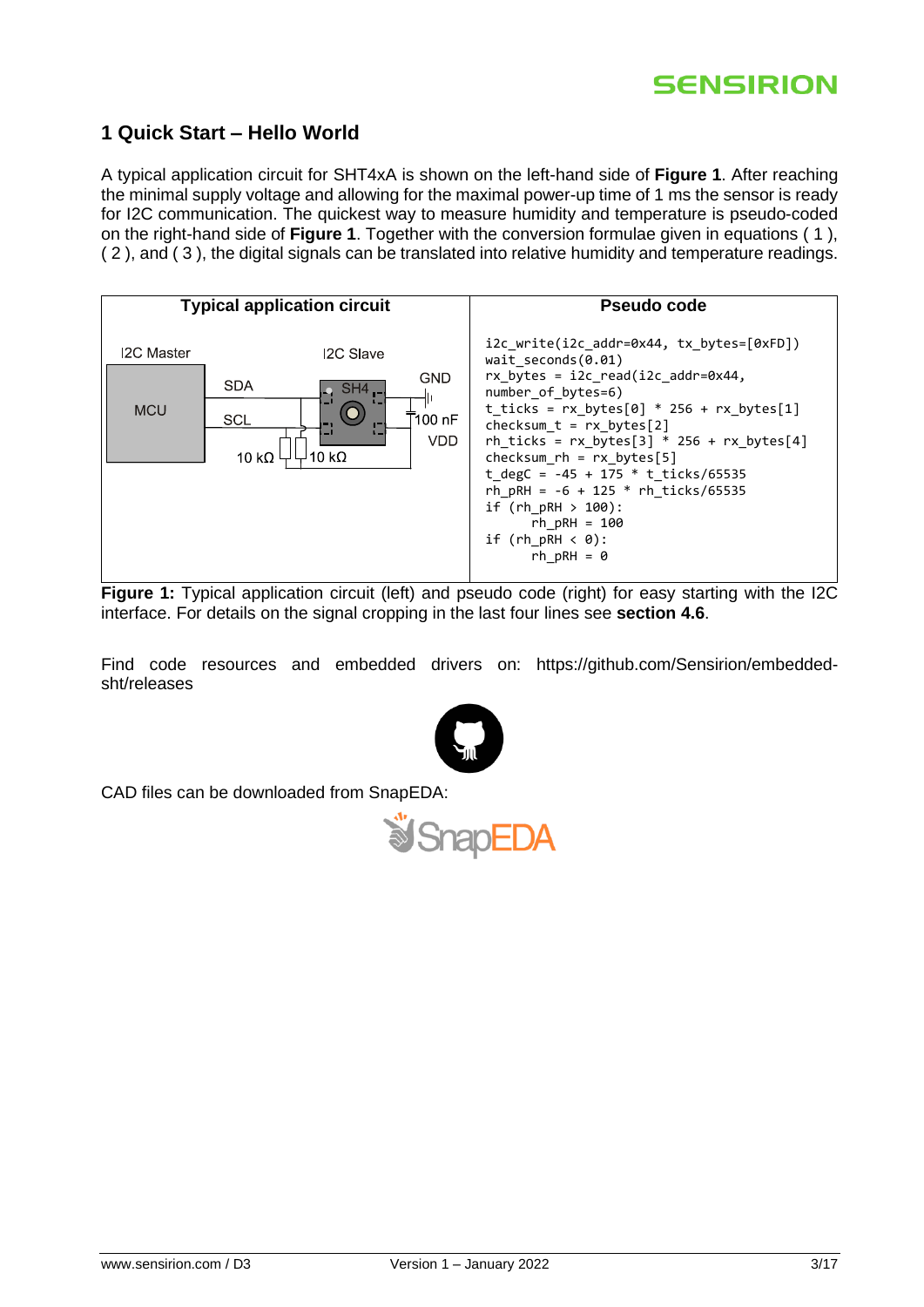# 1 Quick Start – Hello World

A typical application circuit for SHT4xA is shown on the left-hand side of **Figure 1**. After reaching the minimal supply voltage and allowing for the maximal power-up time of 1 ms the sensor is ready for I2C communication. The quickest way to measure humidity and temperature is pseudo-coded on the right-hand side of **Figure 1**. Together with the conversion formulae given in equations ( 1 ), ( 2 ), and ( 3 ), the digital signals can be translated into relative humidity and temperature readings.

| Typical application circuit | Pseudo code |
|---|---|
| I2C Master: MCU; I2C Slave: SHT4x; SDA, SCL, GND, VDD, 100 nF, 10 kΩ, 10 kΩ | (see below) |

```
i2c_write(i2c_addr=0x44, tx_bytes=[0xFD])
wait_seconds(0.01)
rx_bytes = i2c_read(i2c_addr=0x44,
number_of_bytes=6)
t_ticks = rx_bytes[0] * 256 + rx_bytes[1]
checksum_t = rx_bytes[2]
rh_ticks = rx_bytes[3] * 256 + rx_bytes[4]
checksum_rh = rx_bytes[5]
t_degC = -45 + 175 * t_ticks/65535
rh_pRH = -6 + 125 * rh_ticks/65535
if (rh_pRH > 100):
      rh_pRH = 100
if (rh_pRH < 0):
      rh_pRH = 0
```

**Figure 1:** Typical application circuit (left) and pseudo code (right) for easy starting with the I2C interface. For details on the signal cropping in the last four lines see **section 4.6**.

Find code resources and embedded drivers on: https://github.com/Sensirion/embedded-sht/releases

CAD files can be downloaded from SnapEDA: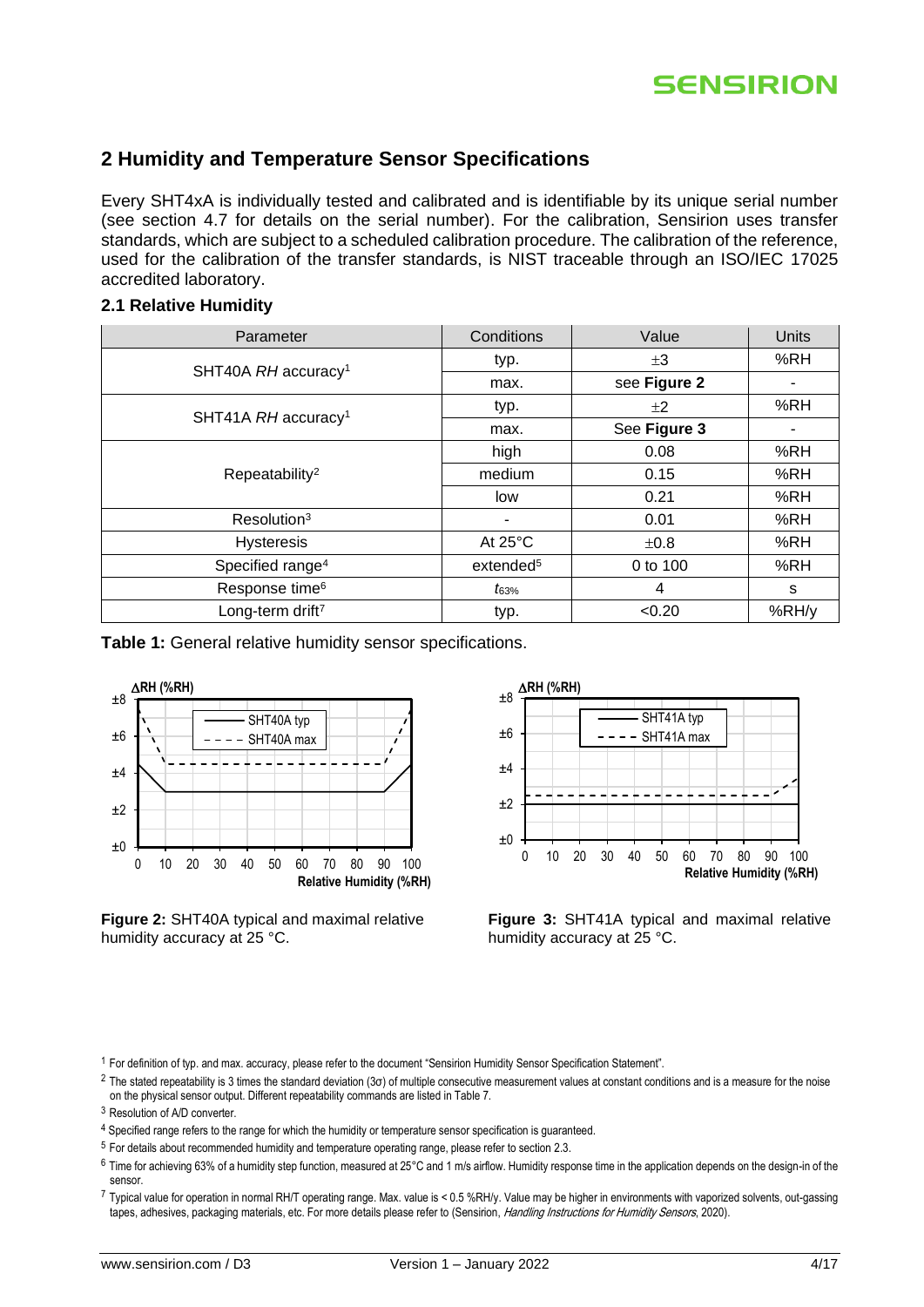## 2 Humidity and Temperature Sensor Specifications

Every SHT4xA is individually tested and calibrated and is identifiable by its unique serial number (see section 4.7 for details on the serial number). For the calibration, Sensirion uses transfer standards, which are subject to a scheduled calibration procedure. The calibration of the reference, used for the calibration of the transfer standards, is NIST traceable through an ISO/IEC 17025 accredited laboratory.

### 2.1 Relative Humidity

| Parameter | Conditions | Value | Units |
|---|---|---|---|
| SHT40A *RH* accuracy[1] | typ. | ±3 | %RH |
| | max. | see **Figure 2** | - |
| SHT41A *RH* accuracy[1] | typ. | ±2 | %RH |
| | max. | See **Figure 3** | - |
| Repeatability[2] | high | 0.08 | %RH |
| | medium | 0.15 | %RH |
| | low | 0.21 | %RH |
| Resolution[3] | - | 0.01 | %RH |
| Hysteresis | At 25°C | ±0.8 | %RH |
| Specified range[4] | extended[5] | 0 to 100 | %RH |
| Response time[6] | $t_{63\%}$ | 4 | s |
| Long-term drift[7] | typ. | <0.20 | %RH/y |

**Table 1:** General relative humidity sensor specifications.

**Figure 2:** SHT40A typical and maximal relative humidity accuracy at 25 °C.

**Figure 3:** SHT41A typical and maximal relative humidity accuracy at 25 °C.

[1] For definition of typ. and max. accuracy, please refer to the document "Sensirion Humidity Sensor Specification Statement".

[2] The stated repeatability is 3 times the standard deviation (3σ) of multiple consecutive measurement values at constant conditions and is a measure for the noise on the physical sensor output. Different repeatability commands are listed in Table 7.

[3] Resolution of A/D converter.

[4] Specified range refers to the range for which the humidity or temperature sensor specification is guaranteed.

[5] For details about recommended humidity and temperature operating range, please refer to section 2.3.

[6] Time for achieving 63% of a humidity step function, measured at 25°C and 1 m/s airflow. Humidity response time in the application depends on the design-in of the sensor.

[7] Typical value for operation in normal RH/T operating range. Max. value is < 0.5 %RH/y. Value may be higher in environments with vaporized solvents, out-gassing tapes, adhesives, packaging materials, etc. For more details please refer to (Sensirion, *Handling Instructions for Humidity Sensors*, 2020).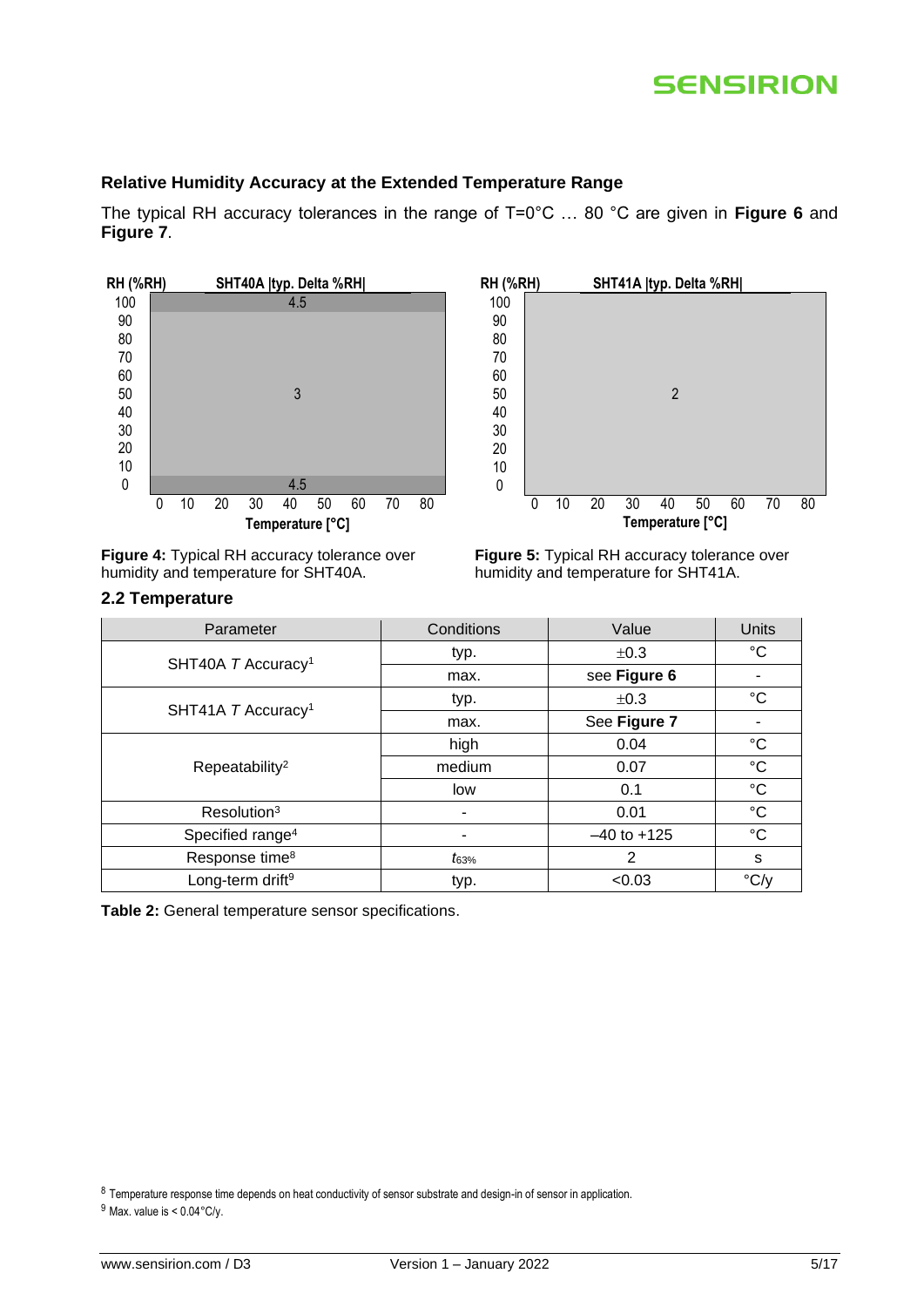### Relative Humidity Accuracy at the Extended Temperature Range

The typical RH accuracy tolerances in the range of T=0°C … 80 °C are given in **Figure 6** and **Figure 7**.

**Figure 4:** Typical RH accuracy tolerance over humidity and temperature for SHT40A.

**Figure 5:** Typical RH accuracy tolerance over humidity and temperature for SHT41A.

## 2.2 Temperature

| Parameter | Conditions | Value | Units |
|---|---|---|---|
| SHT40A *T* Accuracy[1] | typ. | ±0.3 | °C |
| | max. | see **Figure 6** | - |
| SHT41A *T* Accuracy[1] | typ. | ±0.3 | °C |
| | max. | See **Figure 7** | - |
| Repeatability[2] | high | 0.04 | °C |
| | medium | 0.07 | °C |
| | low | 0.1 | °C |
| Resolution[3] | - | 0.01 | °C |
| Specified range[4] | - | –40 to +125 | °C |
| Response time[8] | $t_{63\%}$ | 2 | s |
| Long-term drift[9] | typ. | <0.03 | °C/y |

**Table 2:** General temperature sensor specifications.

[8] Temperature response time depends on heat conductivity of sensor substrate and design-in of sensor in application.

[9] Max. value is < 0.04°C/y.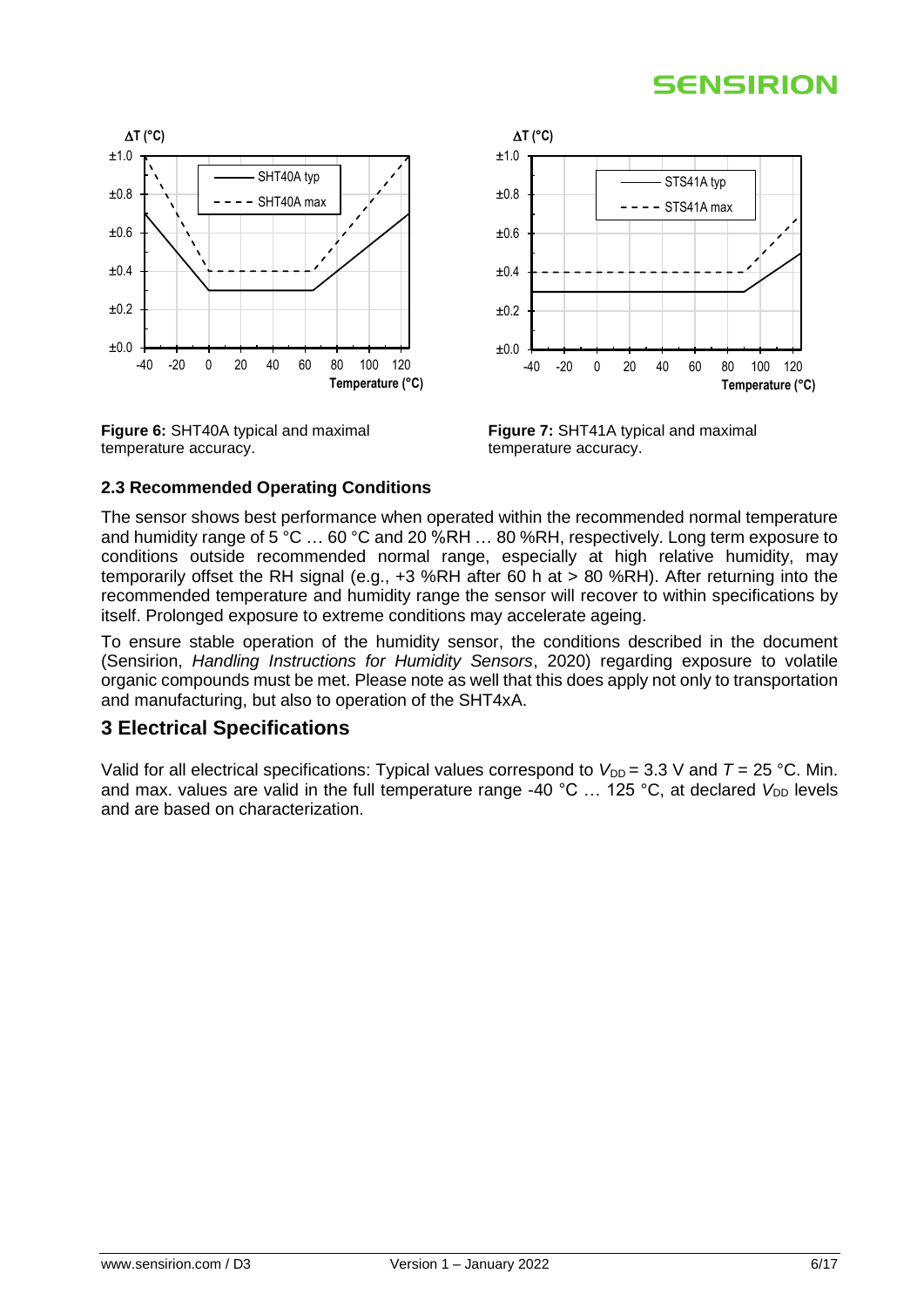**Figure 6:** SHT40A typical and maximal temperature accuracy.

**Figure 7:** SHT41A typical and maximal temperature accuracy.

### 2.3 Recommended Operating Conditions

The sensor shows best performance when operated within the recommended normal temperature and humidity range of 5 °C … 60 °C and 20 %RH … 80 %RH, respectively. Long term exposure to conditions outside recommended normal range, especially at high relative humidity, may temporarily offset the RH signal (e.g., +3 %RH after 60 h at > 80 %RH). After returning into the recommended temperature and humidity range the sensor will recover to within specifications by itself. Prolonged exposure to extreme conditions may accelerate ageing.

To ensure stable operation of the humidity sensor, the conditions described in the document (Sensirion, *Handling Instructions for Humidity Sensors*, 2020) regarding exposure to volatile organic compounds must be met. Please note as well that this does apply not only to transportation and manufacturing, but also to operation of the SHT4xA.

## 3 Electrical Specifications

Valid for all electrical specifications: Typical values correspond to $V_{DD}$ = 3.3 V and $T$ = 25 °C. Min. and max. values are valid in the full temperature range -40 °C … 125 °C, at declared $V_{DD}$ levels and are based on characterization.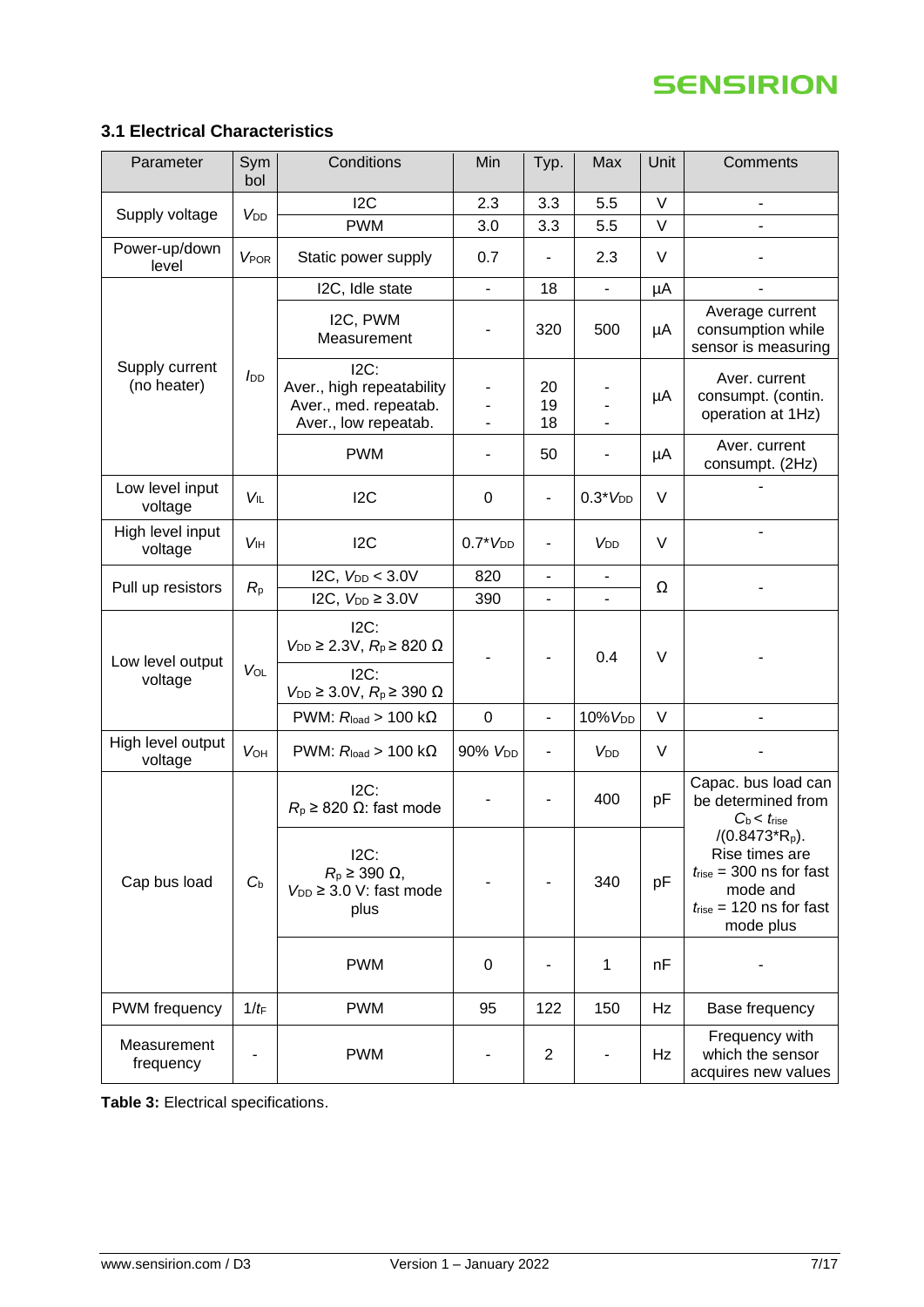### 3.1 Electrical Characteristics

| Parameter | Symbol | Conditions | Min | Typ. | Max | Unit | Comments |
|---|---|---|---|---|---|---|---|
| Supply voltage | $V_{DD}$ | I2C | 2.3 | 3.3 | 5.5 | V | - |
| | | PWM | 3.0 | 3.3 | 5.5 | V | - |
| Power-up/down level | $V_{POR}$ | Static power supply | 0.7 | - | 2.3 | V | - |
| Supply current (no heater) | $I_{DD}$ | I2C, Idle state | - | 18 | - | µA | - |
| | | I2C, PWM Measurement | - | 320 | 500 | µA | Average current consumption while sensor is measuring |
| | | I2C: Aver., high repeatability Aver., med. repeatab. Aver., low repeatab. | - - - | 20 19 18 | - - - | µA | Aver. current consumpt. (contin. operation at 1Hz) |
| | | PWM | - | 50 | - | µA | Aver. current consumpt. (2Hz) |
| Low level input voltage | $V_{IL}$ | I2C | 0 | - | $0.3*V_{DD}$ | V | - |
| High level input voltage | $V_{IH}$ | I2C | $0.7*V_{DD}$ | - | $V_{DD}$ | V | - |
| Pull up resistors | $R_p$ | I2C, $V_{DD} < 3.0$V | 820 | - | - | Ω | - |
| | | I2C, $V_{DD} \geq 3.0$V | 390 | - | - | | |
| Low level output voltage | $V_{OL}$ | I2C: $V_{DD} \geq 2.3$V, $R_p \geq 820$ Ω; I2C: $V_{DD} \geq 3.0$V, $R_p \geq 390$ Ω | - | - | 0.4 | V | - |
| | | PWM: $R_{load} > 100$ kΩ | 0 | - | $10\%V_{DD}$ | V | - |
| High level output voltage | $V_{OH}$ | PWM: $R_{load} > 100$ kΩ | $90\%\ V_{DD}$ | - | $V_{DD}$ | V | - |
| Cap bus load | $C_b$ | I2C: $R_p \geq 820$ Ω: fast mode | - | - | 400 | pF | Capac. bus load can be determined from $C_b < t_{rise} /(0.8473*R_p)$. Rise times are $t_{rise}$ = 300 ns for fast mode and $t_{rise}$ = 120 ns for fast mode plus |
| | | I2C: $R_p \geq 390$ Ω, $V_{DD} \geq 3.0$ V: fast mode plus | - | - | 340 | pF | |
| | | PWM | 0 | - | 1 | nF | - |
| PWM frequency | $1/t_F$ | PWM | 95 | 122 | 150 | Hz | Base frequency |
| Measurement frequency | - | PWM | - | 2 | - | Hz | Frequency with which the sensor acquires new values |

**Table 3:** Electrical specifications.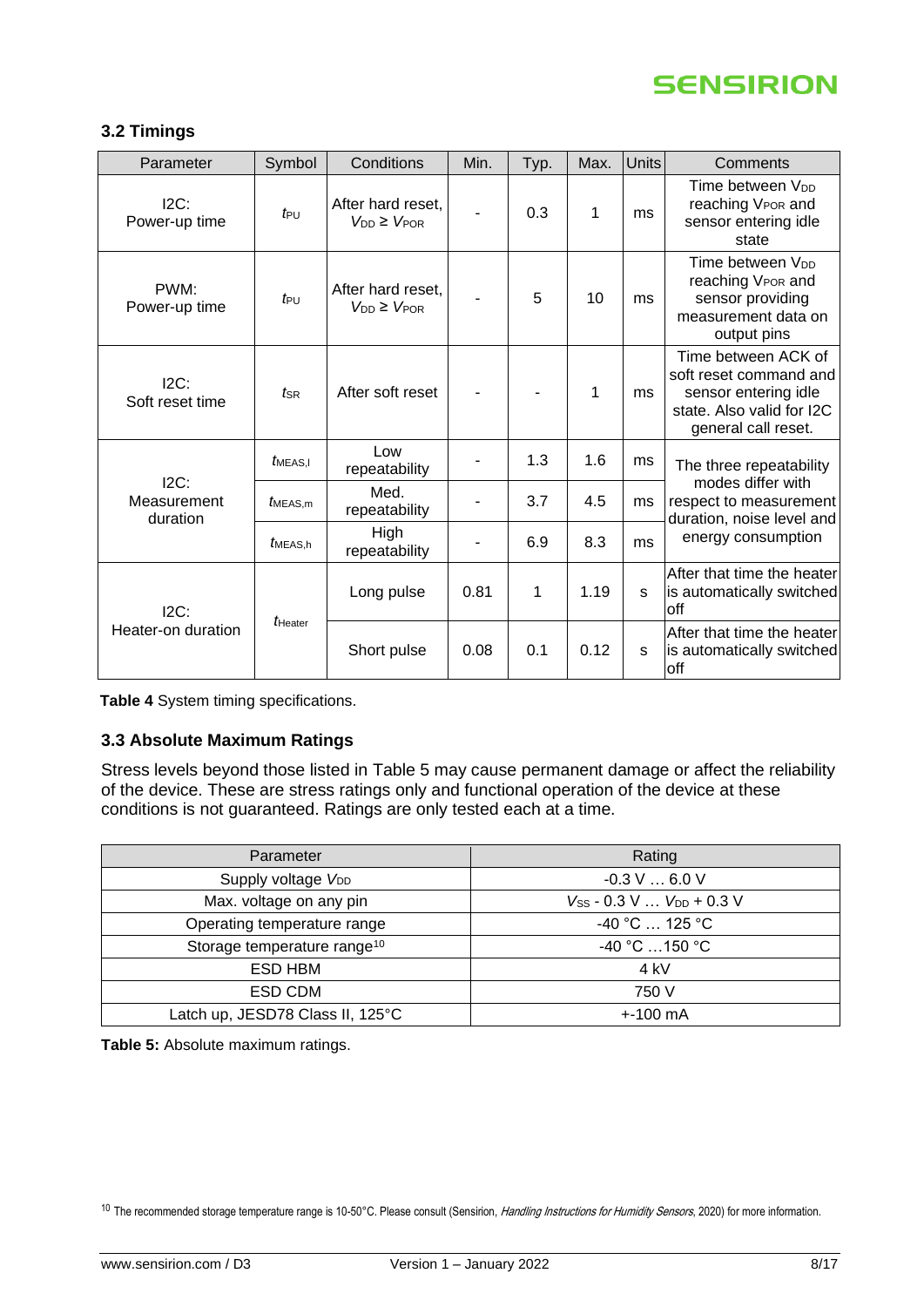### 3.2 Timings

| Parameter | Symbol | Conditions | Min. | Typ. | Max. | Units | Comments |
|---|---|---|---|---|---|---|---|
| I2C: Power-up time | $t_{PU}$ | After hard reset, $V_{DD} \geq V_{POR}$ | - | 0.3 | 1 | ms | Time between $V_{DD}$ reaching $V_{POR}$ and sensor entering idle state |
| PWM: Power-up time | $t_{PU}$ | After hard reset, $V_{DD} \geq V_{POR}$ | - | 5 | 10 | ms | Time between $V_{DD}$ reaching $V_{POR}$ and sensor providing measurement data on output pins |
| I2C: Soft reset time | $t_{SR}$ | After soft reset | - | - | 1 | ms | Time between ACK of soft reset command and sensor entering idle state. Also valid for I2C general call reset. |
| I2C: Measurement duration | $t_{MEAS,l}$ | Low repeatability | - | 1.3 | 1.6 | ms | The three repeatability modes differ with respect to measurement duration, noise level and energy consumption |
| | $t_{MEAS,m}$ | Med. repeatability | - | 3.7 | 4.5 | ms | |
| | $t_{MEAS,h}$ | High repeatability | - | 6.9 | 8.3 | ms | |
| I2C: Heater-on duration | $t_{Heater}$ | Long pulse | 0.81 | 1 | 1.19 | s | After that time the heater is automatically switched off |
| | | Short pulse | 0.08 | 0.1 | 0.12 | s | After that time the heater is automatically switched off |

**Table 4** System timing specifications.

### 3.3 Absolute Maximum Ratings

Stress levels beyond those listed in Table 5 may cause permanent damage or affect the reliability of the device. These are stress ratings only and functional operation of the device at these conditions is not guaranteed. Ratings are only tested each at a time.

| Parameter | Rating |
|---|---|
| Supply voltage $V_{DD}$ | -0.3 V … 6.0 V |
| Max. voltage on any pin | $V_{SS}$ - 0.3 V … $V_{DD}$ + 0.3 V |
| Operating temperature range | -40 °C … 125 °C |
| Storage temperature range[10] | -40 °C …150 °C |
| ESD HBM | 4 kV |
| ESD CDM | 750 V |
| Latch up, JESD78 Class II, 125°C | +-100 mA |

**Table 5:** Absolute maximum ratings.

[10] The recommended storage temperature range is 10-50°C. Please consult (Sensirion, *Handling Instructions for Humidity Sensors*, 2020) for more information.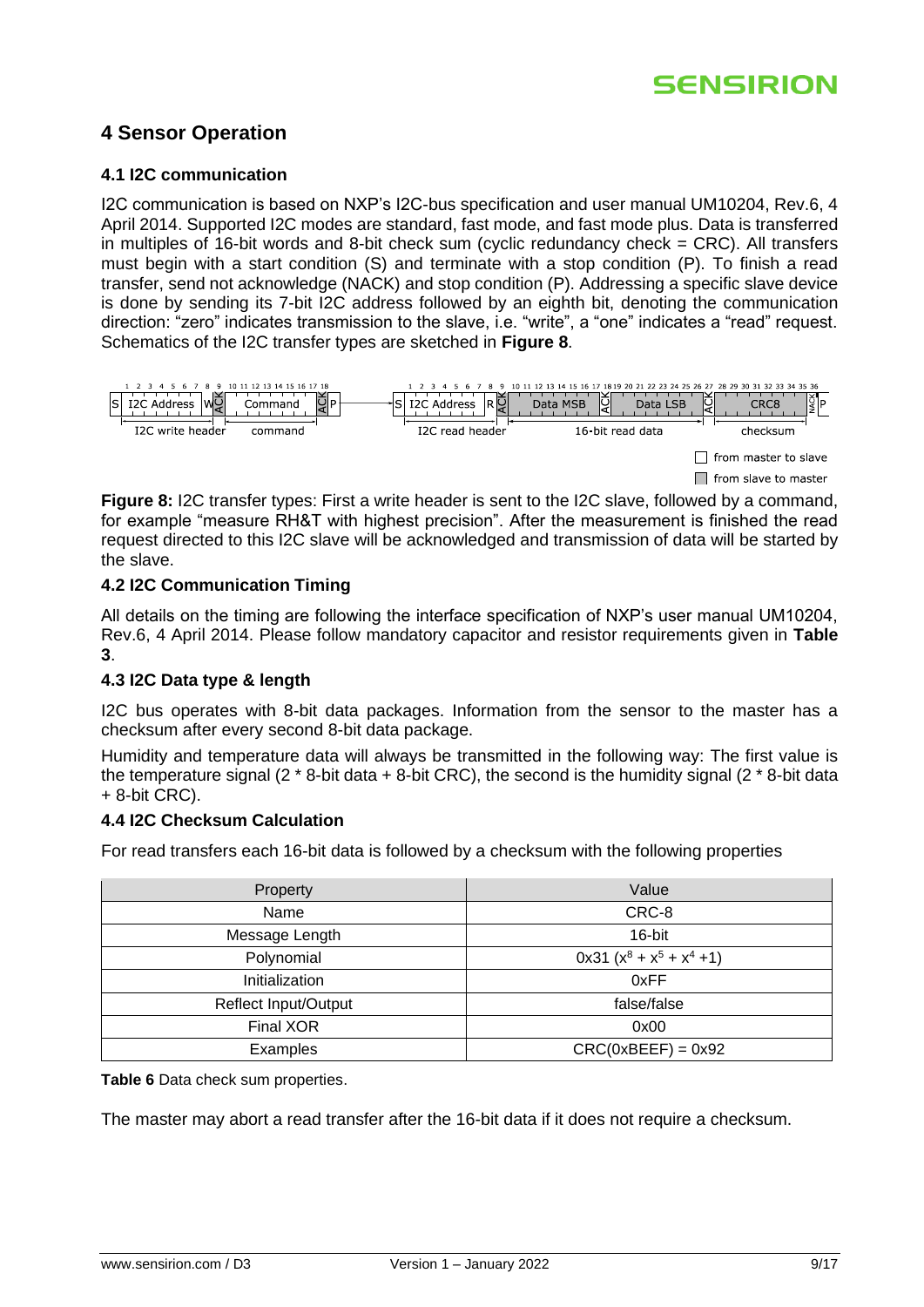# 4 Sensor Operation

## 4.1 I2C communication

I2C communication is based on NXP's I2C-bus specification and user manual UM10204, Rev.6, 4 April 2014. Supported I2C modes are standard, fast mode, and fast mode plus. Data is transferred in multiples of 16-bit words and 8-bit check sum (cyclic redundancy check = CRC). All transfers must begin with a start condition (S) and terminate with a stop condition (P). To finish a read transfer, send not acknowledge (NACK) and stop condition (P). Addressing a specific slave device is done by sending its 7-bit I2C address followed by an eighth bit, denoting the communication direction: "zero" indicates transmission to the slave, i.e. "write", a "one" indicates a "read" request. Schematics of the I2C transfer types are sketched in **Figure 8**.

**Figure 8:** I2C transfer types: First a write header is sent to the I2C slave, followed by a command, for example "measure RH&T with highest precision". After the measurement is finished the read request directed to this I2C slave will be acknowledged and transmission of data will be started by the slave.

## 4.2 I2C Communication Timing

All details on the timing are following the interface specification of NXP's user manual UM10204, Rev.6, 4 April 2014. Please follow mandatory capacitor and resistor requirements given in **Table 3**.

## 4.3 I2C Data type & length

I2C bus operates with 8-bit data packages. Information from the sensor to the master has a checksum after every second 8-bit data package.

Humidity and temperature data will always be transmitted in the following way: The first value is the temperature signal (2 * 8-bit data + 8-bit CRC), the second is the humidity signal (2 * 8-bit data + 8-bit CRC).

## 4.4 I2C Checksum Calculation

For read transfers each 16-bit data is followed by a checksum with the following properties

| Property | Value |
|---|---|
| Name | CRC-8 |
| Message Length | 16-bit |
| Polynomial | 0x31 ($x^8 + x^5 + x^4 + 1$) |
| Initialization | 0xFF |
| Reflect Input/Output | false/false |
| Final XOR | 0x00 |
| Examples | CRC(0xBEEF) = 0x92 |

**Table 6** Data check sum properties.

The master may abort a read transfer after the 16-bit data if it does not require a checksum.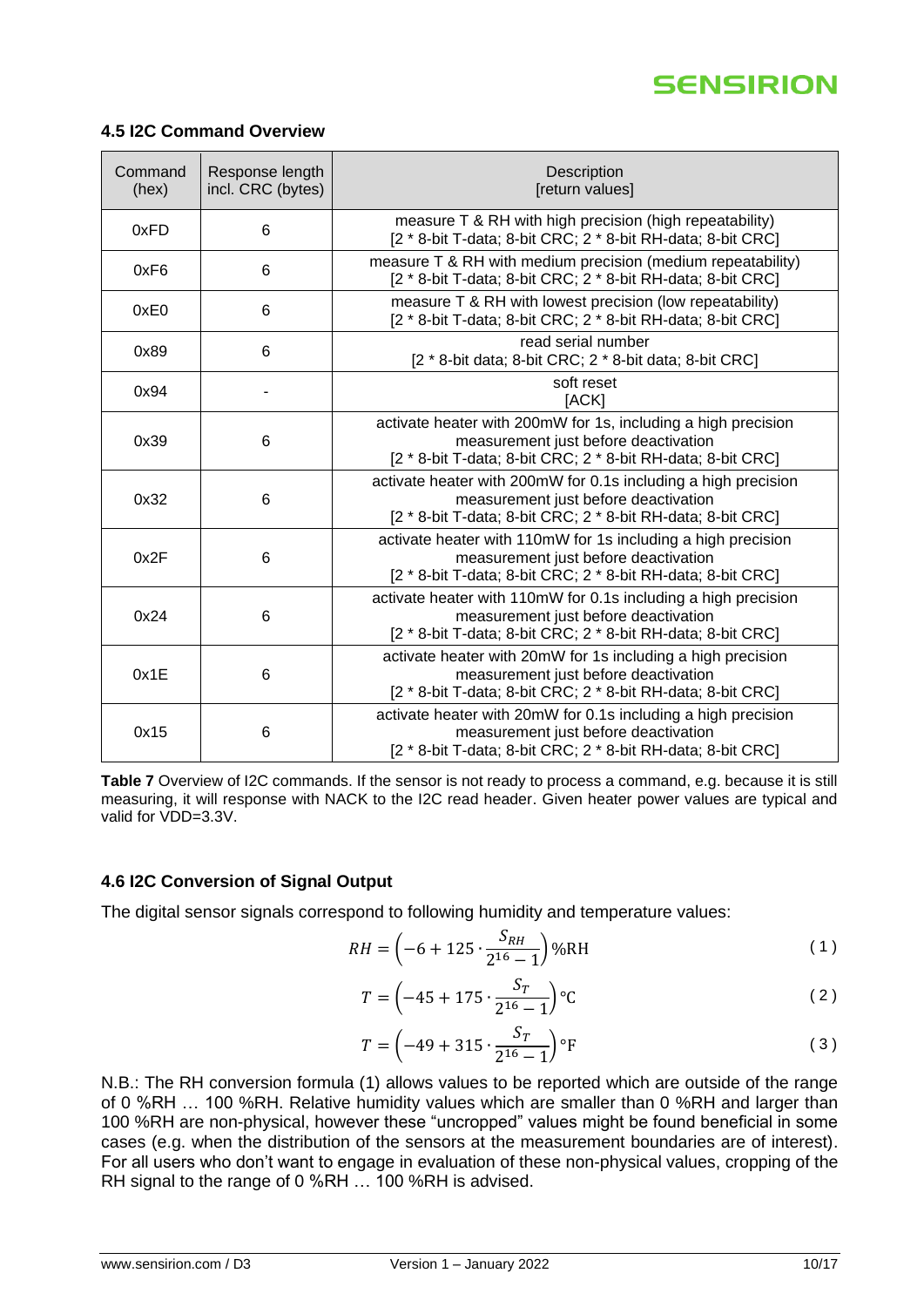### 4.5 I2C Command Overview

| Command (hex) | Response length incl. CRC (bytes) | Description [return values] |
|---|---|---|
| 0xFD | 6 | measure T & RH with high precision (high repeatability) [2 * 8-bit T-data; 8-bit CRC; 2 * 8-bit RH-data; 8-bit CRC] |
| 0xF6 | 6 | measure T & RH with medium precision (medium repeatability) [2 * 8-bit T-data; 8-bit CRC; 2 * 8-bit RH-data; 8-bit CRC] |
| 0xE0 | 6 | measure T & RH with lowest precision (low repeatability) [2 * 8-bit T-data; 8-bit CRC; 2 * 8-bit RH-data; 8-bit CRC] |
| 0x89 | 6 | read serial number [2 * 8-bit data; 8-bit CRC; 2 * 8-bit data; 8-bit CRC] |
| 0x94 | - | soft reset [ACK] |
| 0x39 | 6 | activate heater with 200mW for 1s, including a high precision measurement just before deactivation [2 * 8-bit T-data; 8-bit CRC; 2 * 8-bit RH-data; 8-bit CRC] |
| 0x32 | 6 | activate heater with 200mW for 0.1s including a high precision measurement just before deactivation [2 * 8-bit T-data; 8-bit CRC; 2 * 8-bit RH-data; 8-bit CRC] |
| 0x2F | 6 | activate heater with 110mW for 1s including a high precision measurement just before deactivation [2 * 8-bit T-data; 8-bit CRC; 2 * 8-bit RH-data; 8-bit CRC] |
| 0x24 | 6 | activate heater with 110mW for 0.1s including a high precision measurement just before deactivation [2 * 8-bit T-data; 8-bit CRC; 2 * 8-bit RH-data; 8-bit CRC] |
| 0x1E | 6 | activate heater with 20mW for 1s including a high precision measurement just before deactivation [2 * 8-bit T-data; 8-bit CRC; 2 * 8-bit RH-data; 8-bit CRC] |
| 0x15 | 6 | activate heater with 20mW for 0.1s including a high precision measurement just before deactivation [2 * 8-bit T-data; 8-bit CRC; 2 * 8-bit RH-data; 8-bit CRC] |

**Table 7** Overview of I2C commands. If the sensor is not ready to process a command, e.g. because it is still measuring, it will response with NACK to the I2C read header. Given heater power values are typical and valid for VDD=3.3V.

### 4.6 I2C Conversion of Signal Output

The digital sensor signals correspond to following humidity and temperature values:

$$RH = \left(-6 + 125 \cdot \frac{S_{RH}}{2^{16}-1}\right) \%\text{RH} \tag{1}$$

$$T = \left(-45 + 175 \cdot \frac{S_T}{2^{16}-1}\right) °\text{C} \tag{2}$$

$$T = \left(-49 + 315 \cdot \frac{S_T}{2^{16}-1}\right) °\text{F} \tag{3}$$

N.B.: The RH conversion formula (1) allows values to be reported which are outside of the range of 0 %RH … 100 %RH. Relative humidity values which are smaller than 0 %RH and larger than 100 %RH are non-physical, however these "uncropped" values might be found beneficial in some cases (e.g. when the distribution of the sensors at the measurement boundaries are of interest). For all users who don't want to engage in evaluation of these non-physical values, cropping of the RH signal to the range of 0 %RH … 100 %RH is advised.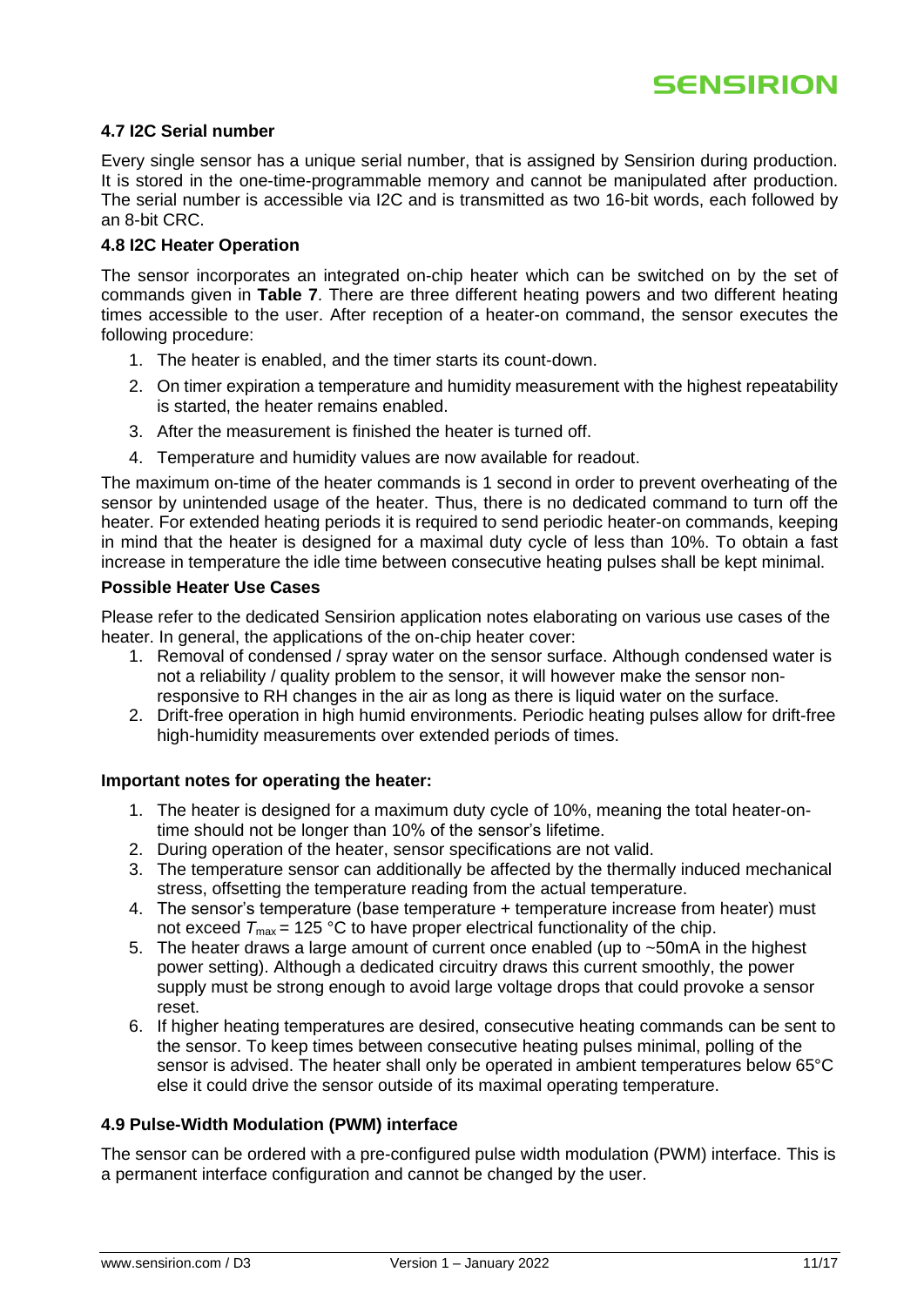### 4.7 I2C Serial number

Every single sensor has a unique serial number, that is assigned by Sensirion during production. It is stored in the one-time-programmable memory and cannot be manipulated after production. The serial number is accessible via I2C and is transmitted as two 16-bit words, each followed by an 8-bit CRC.

### 4.8 I2C Heater Operation

The sensor incorporates an integrated on-chip heater which can be switched on by the set of commands given in **Table 7**. There are three different heating powers and two different heating times accessible to the user. After reception of a heater-on command, the sensor executes the following procedure:

1. The heater is enabled, and the timer starts its count-down.
2. On timer expiration a temperature and humidity measurement with the highest repeatability is started, the heater remains enabled.
3. After the measurement is finished the heater is turned off.
4. Temperature and humidity values are now available for readout.

The maximum on-time of the heater commands is 1 second in order to prevent overheating of the sensor by unintended usage of the heater. Thus, there is no dedicated command to turn off the heater. For extended heating periods it is required to send periodic heater-on commands, keeping in mind that the heater is designed for a maximal duty cycle of less than 10%. To obtain a fast increase in temperature the idle time between consecutive heating pulses shall be kept minimal.

**Possible Heater Use Cases**

Please refer to the dedicated Sensirion application notes elaborating on various use cases of the heater. In general, the applications of the on-chip heater cover:

1. Removal of condensed / spray water on the sensor surface. Although condensed water is not a reliability / quality problem to the sensor, it will however make the sensor non-responsive to RH changes in the air as long as there is liquid water on the surface.
2. Drift-free operation in high humid environments. Periodic heating pulses allow for drift-free high-humidity measurements over extended periods of times.

**Important notes for operating the heater:**

1. The heater is designed for a maximum duty cycle of 10%, meaning the total heater-on-time should not be longer than 10% of the sensor's lifetime.
2. During operation of the heater, sensor specifications are not valid.
3. The temperature sensor can additionally be affected by the thermally induced mechanical stress, offsetting the temperature reading from the actual temperature.
4. The sensor's temperature (base temperature + temperature increase from heater) must not exceed $T_{max}$ = 125 °C to have proper electrical functionality of the chip.
5. The heater draws a large amount of current once enabled (up to ~50mA in the highest power setting). Although a dedicated circuitry draws this current smoothly, the power supply must be strong enough to avoid large voltage drops that could provoke a sensor reset.
6. If higher heating temperatures are desired, consecutive heating commands can be sent to the sensor. To keep times between consecutive heating pulses minimal, polling of the sensor is advised. The heater shall only be operated in ambient temperatures below 65°C else it could drive the sensor outside of its maximal operating temperature.

### 4.9 Pulse-Width Modulation (PWM) interface

The sensor can be ordered with a pre-configured pulse width modulation (PWM) interface. This is a permanent interface configuration and cannot be changed by the user.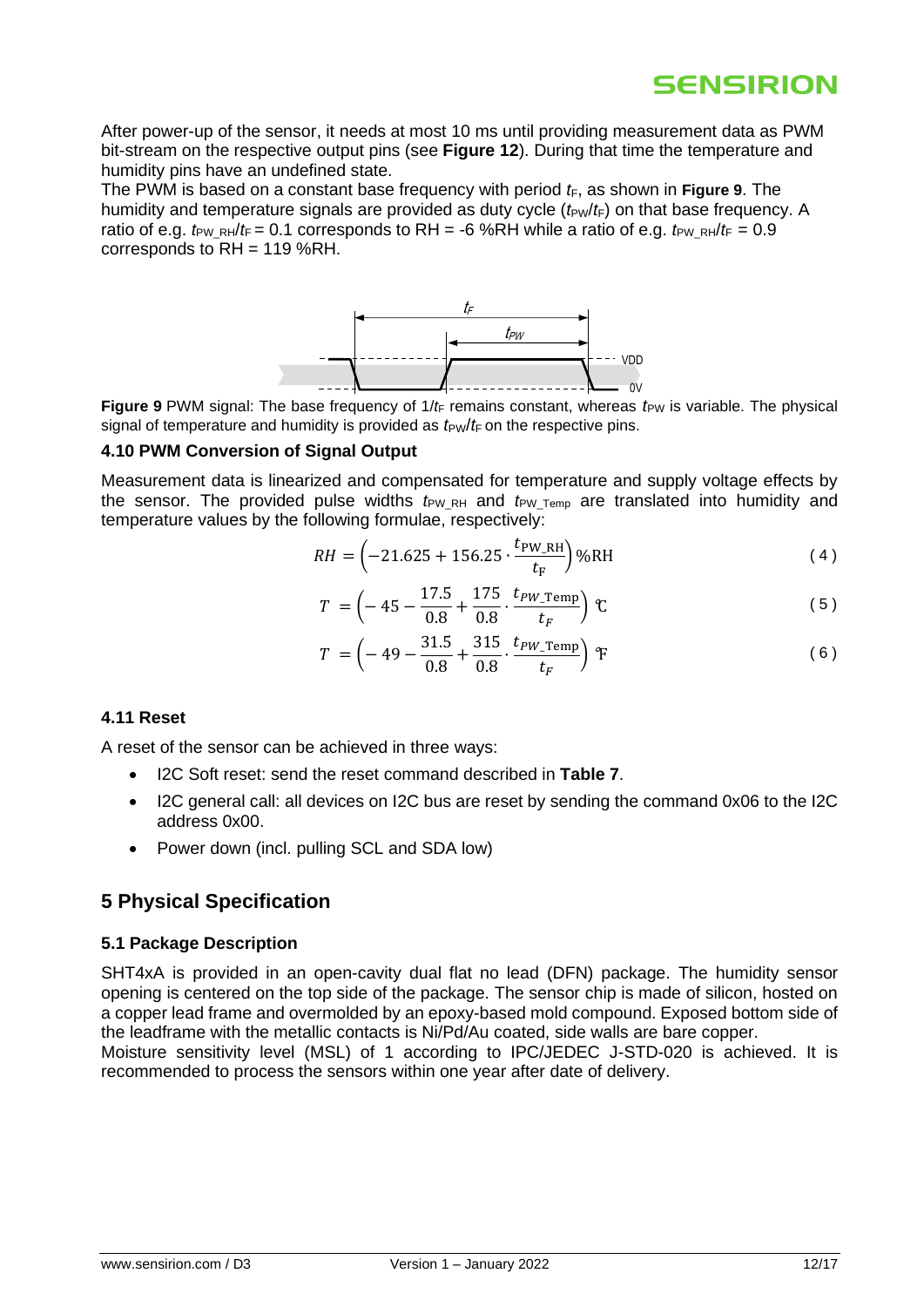After power-up of the sensor, it needs at most 10 ms until providing measurement data as PWM bit-stream on the respective output pins (see **Figure 12**). During that time the temperature and humidity pins have an undefined state.

The PWM is based on a constant base frequency with period $t_F$, as shown in **Figure 9**. The humidity and temperature signals are provided as duty cycle ($t_{PW}/t_F$) on that base frequency. A ratio of e.g. $t_{PW\_RH}/t_F = 0.1$ corresponds to RH = -6 %RH while a ratio of e.g. $t_{PW\_RH}/t_F = 0.9$ corresponds to RH = 119 %RH.

**Figure 9** PWM signal: The base frequency of $1/t_F$ remains constant, whereas $t_{PW}$ is variable. The physical signal of temperature and humidity is provided as $t_{PW}/t_F$ on the respective pins.

### 4.10 PWM Conversion of Signal Output

Measurement data is linearized and compensated for temperature and supply voltage effects by the sensor. The provided pulse widths $t_{PW\_RH}$ and $t_{PW\_Temp}$ are translated into humidity and temperature values by the following formulae, respectively:

$$RH = \left(-21.625 + 156.25 \cdot \frac{t_{\mathrm{PW\_RH}}}{t_{\mathrm{F}}}\right) \%\mathrm{RH} \tag{4}$$

$$T = \left(-45 - \frac{17.5}{0.8} + \frac{175}{0.8} \cdot \frac{t_{PW\_\mathrm{Temp}}}{t_F}\right) ℃ \tag{5}$$

$$T = \left(-49 - \frac{31.5}{0.8} + \frac{315}{0.8} \cdot \frac{t_{PW\_\mathrm{Temp}}}{t_F}\right) ℉ \tag{6}$$

### 4.11 Reset

A reset of the sensor can be achieved in three ways:

- I2C Soft reset: send the reset command described in **Table 7**.
- I2C general call: all devices on I2C bus are reset by sending the command 0x06 to the I2C address 0x00.
- Power down (incl. pulling SCL and SDA low)

## 5 Physical Specification

### 5.1 Package Description

SHT4xA is provided in an open-cavity dual flat no lead (DFN) package. The humidity sensor opening is centered on the top side of the package. The sensor chip is made of silicon, hosted on a copper lead frame and overmolded by an epoxy-based mold compound. Exposed bottom side of the leadframe with the metallic contacts is Ni/Pd/Au coated, side walls are bare copper.

Moisture sensitivity level (MSL) of 1 according to IPC/JEDEC J-STD-020 is achieved. It is recommended to process the sensors within one year after date of delivery.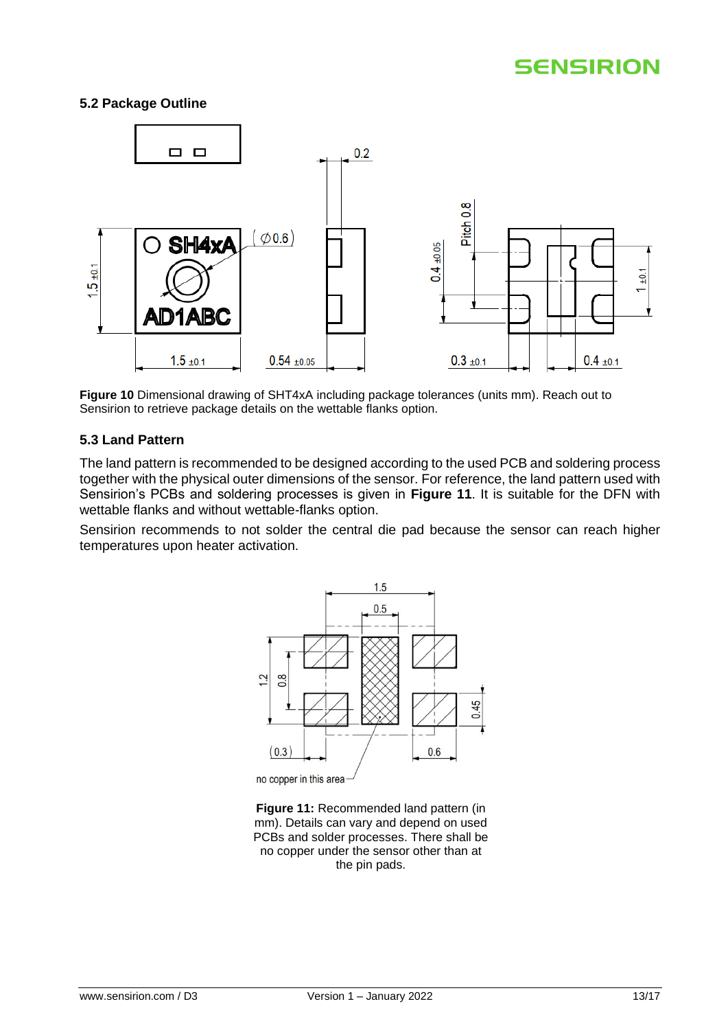### 5.2 Package Outline

**Figure 10** Dimensional drawing of SHT4xA including package tolerances (units mm). Reach out to Sensirion to retrieve package details on the wettable flanks option.

### 5.3 Land Pattern

The land pattern is recommended to be designed according to the used PCB and soldering process together with the physical outer dimensions of the sensor. For reference, the land pattern used with Sensirion's PCBs and soldering processes is given in **Figure 11**. It is suitable for the DFN with wettable flanks and without wettable-flanks option.

Sensirion recommends to not solder the central die pad because the sensor can reach higher temperatures upon heater activation.

**Figure 11:** Recommended land pattern (in mm). Details can vary and depend on used PCBs and solder processes. There shall be no copper under the sensor other than at the pin pads.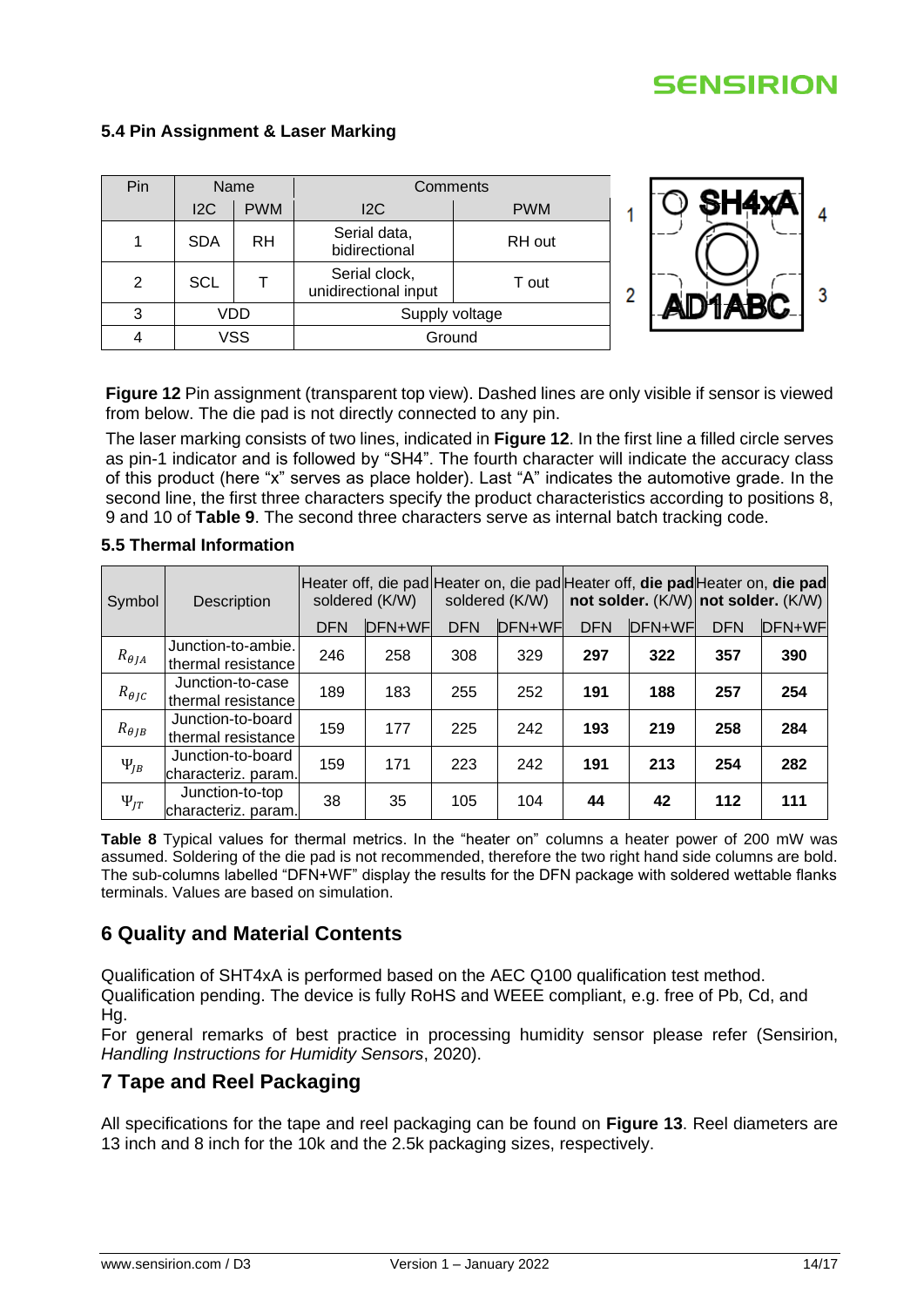### 5.4 Pin Assignment & Laser Marking

| Pin | Name | | Comments | |
|---|---|---|---|---|
| | I2C | PWM | I2C | PWM |
| 1 | SDA | RH | Serial data, bidirectional | RH out |
| 2 | SCL | T | Serial clock, unidirectional input | T out |
| 3 | VDD | | Supply voltage | |
| 4 | VSS | | Ground | |

**Figure 12** Pin assignment (transparent top view). Dashed lines are only visible if sensor is viewed from below. The die pad is not directly connected to any pin.

The laser marking consists of two lines, indicated in **Figure 12**. In the first line a filled circle serves as pin-1 indicator and is followed by "SH4". The fourth character will indicate the accuracy class of this product (here "x" serves as place holder). Last "A" indicates the automotive grade. In the second line, the first three characters specify the product characteristics according to positions 8, 9 and 10 of **Table 9**. The second three characters serve as internal batch tracking code.

### 5.5 Thermal Information

| Symbol | Description | Heater off, die pad soldered (K/W) | | Heater on, die pad soldered (K/W) | | Heater off, **die pad not solder.** (K/W) | | Heater on, **die pad not solder.** (K/W) | |
|---|---|---|---|---|---|---|---|---|---|
| | | DFN | DFN+WF | DFN | DFN+WF | DFN | DFN+WF | DFN | DFN+WF |
| $R_{\theta JA}$ | Junction-to-ambie. thermal resistance | 246 | 258 | 308 | 329 | **297** | **322** | **357** | **390** |
| $R_{\theta JC}$ | Junction-to-case thermal resistance | 189 | 183 | 255 | 252 | **191** | **188** | **257** | **254** |
| $R_{\theta JB}$ | Junction-to-board thermal resistance | 159 | 177 | 225 | 242 | **193** | **219** | **258** | **284** |
| $\Psi_{JB}$ | Junction-to-board characteriz. param. | 159 | 171 | 223 | 242 | **191** | **213** | **254** | **282** |
| $\Psi_{JT}$ | Junction-to-top characteriz. param. | 38 | 35 | 105 | 104 | **44** | **42** | **112** | **111** |

**Table 8** Typical values for thermal metrics. In the "heater on" columns a heater power of 200 mW was assumed. Soldering of the die pad is not recommended, therefore the two right hand side columns are bold. The sub-columns labelled "DFN+WF" display the results for the DFN package with soldered wettable flanks terminals. Values are based on simulation.

## 6 Quality and Material Contents

Qualification of SHT4xA is performed based on the AEC Q100 qualification test method.
Qualification pending. The device is fully RoHS and WEEE compliant, e.g. free of Pb, Cd, and Hg.
For general remarks of best practice in processing humidity sensor please refer (Sensirion, *Handling Instructions for Humidity Sensors*, 2020).

## 7 Tape and Reel Packaging

All specifications for the tape and reel packaging can be found on **Figure 13**. Reel diameters are 13 inch and 8 inch for the 10k and the 2.5k packaging sizes, respectively.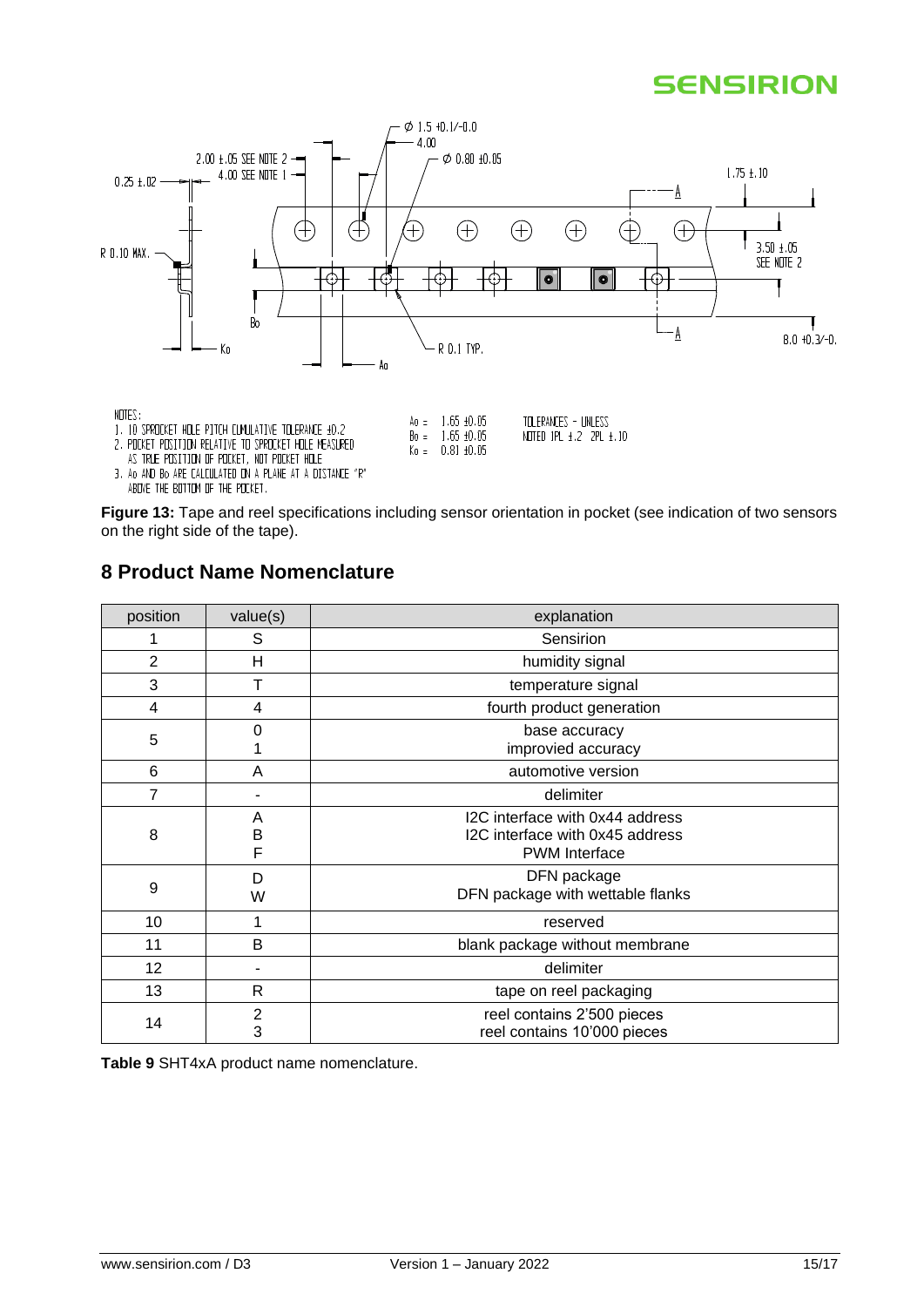NOTES:
1. 10 SPROCKET HOLE PITCH CUMULATIVE TOLERANCE ±0.2
2. POCKET POSITION RELATIVE TO SPROCKET HOLE MEASURED AS TRUE POSITION OF POCKET, NOT POCKET HOLE
3. Ao AND Bo ARE CALCULATED ON A PLANE AT A DISTANCE "R" ABOVE THE BOTTOM OF THE POCKET.

Ao = 1.65 ±0.05
Bo = 1.65 ±0.05
Ko = 0.81 ±0.05

TOLERANCES – UNLESS NOTED 1PL ±.2 2PL ±.10

**Figure 13:** Tape and reel specifications including sensor orientation in pocket (see indication of two sensors on the right side of the tape).

## 8 Product Name Nomenclature

| position | value(s) | explanation |
|---|---|---|
| 1 | S | Sensirion |
| 2 | H | humidity signal |
| 3 | T | temperature signal |
| 4 | 4 | fourth product generation |
| 5 | 0<br>1 | base accuracy<br>improvied accuracy |
| 6 | A | automotive version |
| 7 | - | delimiter |
| 8 | A<br>B<br>F | I2C interface with 0x44 address<br>I2C interface with 0x45 address<br>PWM Interface |
| 9 | D<br>W | DFN package<br>DFN package with wettable flanks |
| 10 | 1 | reserved |
| 11 | B | blank package without membrane |
| 12 | - | delimiter |
| 13 | R | tape on reel packaging |
| 14 | 2<br>3 | reel contains 2'500 pieces<br>reel contains 10'000 pieces |

**Table 9** SHT4xA product name nomenclature.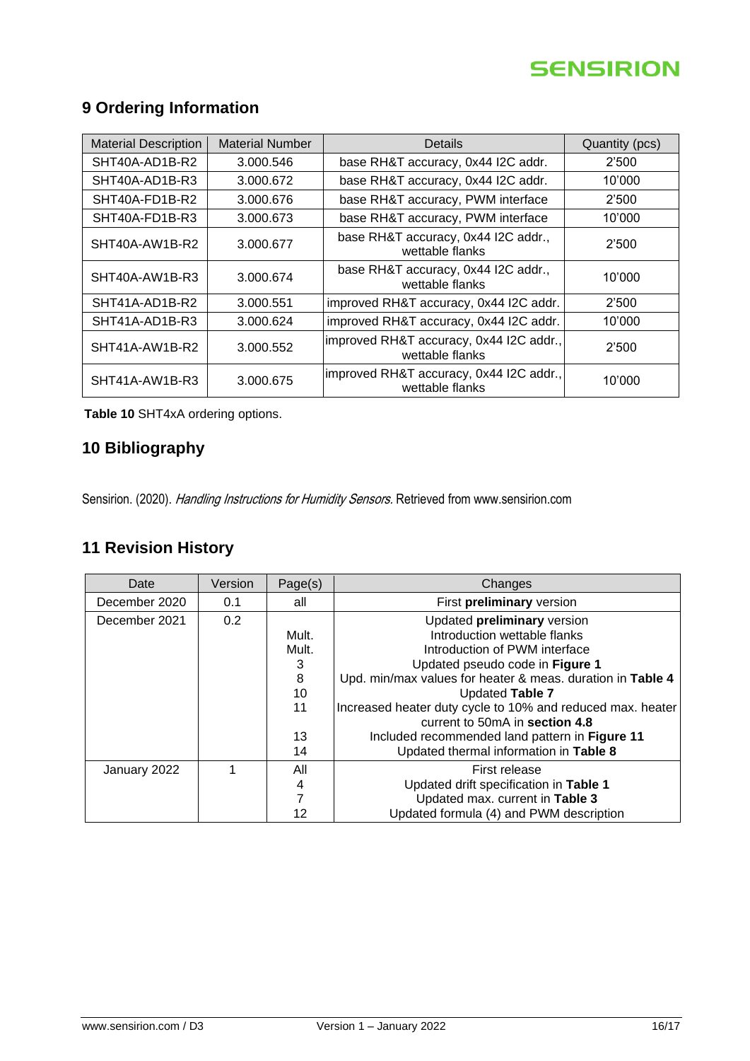## 9 Ordering Information

| Material Description | Material Number | Details | Quantity (pcs) |
|---|---|---|---|
| SHT40A-AD1B-R2 | 3.000.546 | base RH&T accuracy, 0x44 I2C addr. | 2'500 |
| SHT40A-AD1B-R3 | 3.000.672 | base RH&T accuracy, 0x44 I2C addr. | 10'000 |
| SHT40A-FD1B-R2 | 3.000.676 | base RH&T accuracy, PWM interface | 2'500 |
| SHT40A-FD1B-R3 | 3.000.673 | base RH&T accuracy, PWM interface | 10'000 |
| SHT40A-AW1B-R2 | 3.000.677 | base RH&T accuracy, 0x44 I2C addr., wettable flanks | 2'500 |
| SHT40A-AW1B-R3 | 3.000.674 | base RH&T accuracy, 0x44 I2C addr., wettable flanks | 10'000 |
| SHT41A-AD1B-R2 | 3.000.551 | improved RH&T accuracy, 0x44 I2C addr. | 2'500 |
| SHT41A-AD1B-R3 | 3.000.624 | improved RH&T accuracy, 0x44 I2C addr. | 10'000 |
| SHT41A-AW1B-R2 | 3.000.552 | improved RH&T accuracy, 0x44 I2C addr., wettable flanks | 2'500 |
| SHT41A-AW1B-R3 | 3.000.675 | improved RH&T accuracy, 0x44 I2C addr., wettable flanks | 10'000 |

**Table 10** SHT4xA ordering options.

## 10 Bibliography

Sensirion. (2020). *Handling Instructions for Humidity Sensors*. Retrieved from www.sensirion.com

## 11 Revision History

| Date | Version | Page(s) | Changes |
|---|---|---|---|
| December 2020 | 0.1 | all | First **preliminary** version |
| December 2021 | 0.2 | | Updated **preliminary** version |
| | | Mult. | Introduction wettable flanks |
| | | Mult. | Introduction of PWM interface |
| | | 3 | Updated pseudo code in **Figure 1** |
| | | 8 | Upd. min/max values for heater & meas. duration in **Table 4** |
| | | 10 | Updated **Table 7** |
| | | 11 | Increased heater duty cycle to 10% and reduced max. heater current to 50mA in **section 4.8** |
| | | 13 | Included recommended land pattern in **Figure 11** |
| | | 14 | Updated thermal information in **Table 8** |
| January 2022 | 1 | All | First release |
| | | 4 | Updated drift specification in **Table 1** |
| | | 7 | Updated max. current in **Table 3** |
| | | 12 | Updated formula (4) and PWM description |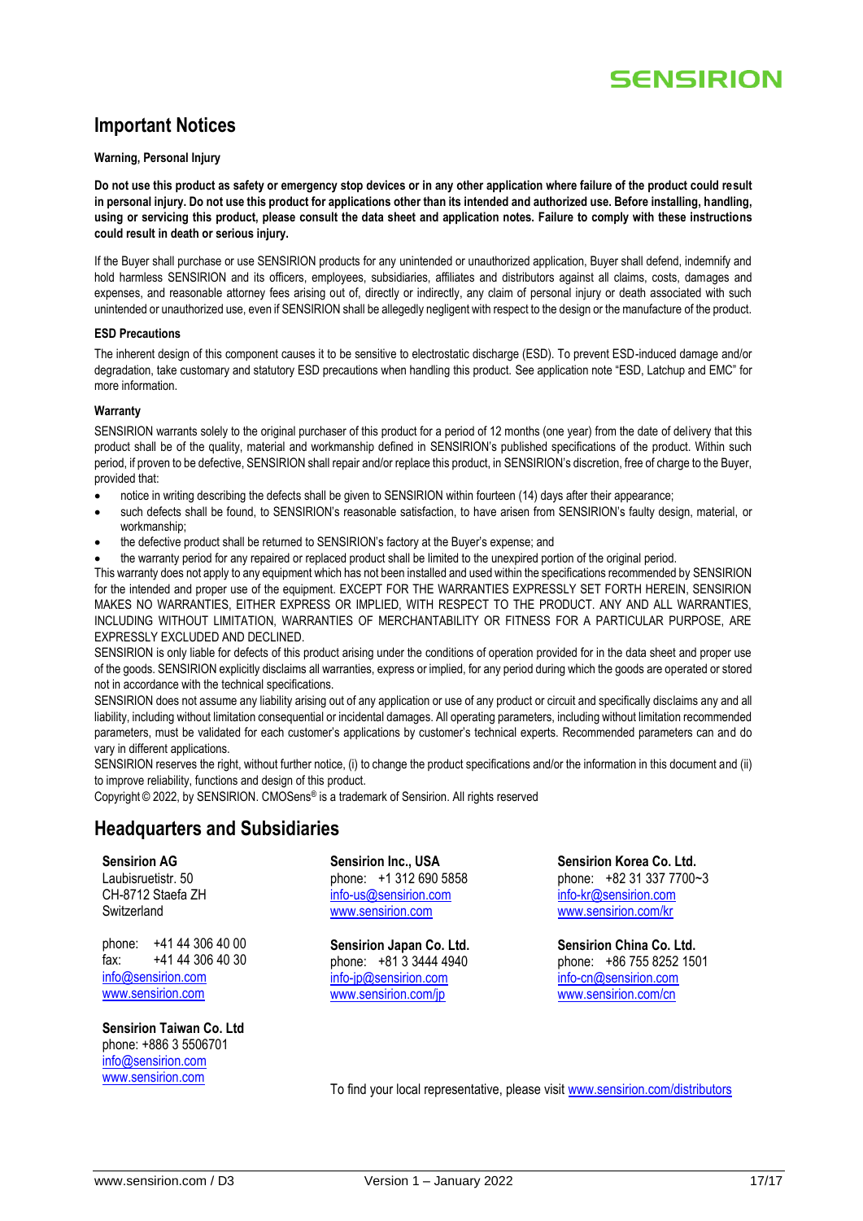## Important Notices

**Warning, Personal Injury**

**Do not use this product as safety or emergency stop devices or in any other application where failure of the product could result in personal injury. Do not use this product for applications other than its intended and authorized use. Before installing, handling, using or servicing this product, please consult the data sheet and application notes. Failure to comply with these instructions could result in death or serious injury.**

If the Buyer shall purchase or use SENSIRION products for any unintended or unauthorized application, Buyer shall defend, indemnify and hold harmless SENSIRION and its officers, employees, subsidiaries, affiliates and distributors against all claims, costs, damages and expenses, and reasonable attorney fees arising out of, directly or indirectly, any claim of personal injury or death associated with such unintended or unauthorized use, even if SENSIRION shall be allegedly negligent with respect to the design or the manufacture of the product.

**ESD Precautions**

The inherent design of this component causes it to be sensitive to electrostatic discharge (ESD). To prevent ESD-induced damage and/or degradation, take customary and statutory ESD precautions when handling this product. See application note "ESD, Latchup and EMC" for more information.

**Warranty**

SENSIRION warrants solely to the original purchaser of this product for a period of 12 months (one year) from the date of delivery that this product shall be of the quality, material and workmanship defined in SENSIRION's published specifications of the product. Within such period, if proven to be defective, SENSIRION shall repair and/or replace this product, in SENSIRION's discretion, free of charge to the Buyer, provided that:

- notice in writing describing the defects shall be given to SENSIRION within fourteen (14) days after their appearance;
- such defects shall be found, to SENSIRION's reasonable satisfaction, to have arisen from SENSIRION's faulty design, material, or workmanship;
- the defective product shall be returned to SENSIRION's factory at the Buyer's expense; and
- the warranty period for any repaired or replaced product shall be limited to the unexpired portion of the original period.

This warranty does not apply to any equipment which has not been installed and used within the specifications recommended by SENSIRION for the intended and proper use of the equipment. EXCEPT FOR THE WARRANTIES EXPRESSLY SET FORTH HEREIN, SENSIRION MAKES NO WARRANTIES, EITHER EXPRESS OR IMPLIED, WITH RESPECT TO THE PRODUCT. ANY AND ALL WARRANTIES, INCLUDING WITHOUT LIMITATION, WARRANTIES OF MERCHANTABILITY OR FITNESS FOR A PARTICULAR PURPOSE, ARE EXPRESSLY EXCLUDED AND DECLINED.

SENSIRION is only liable for defects of this product arising under the conditions of operation provided for in the data sheet and proper use of the goods. SENSIRION explicitly disclaims all warranties, express or implied, for any period during which the goods are operated or stored not in accordance with the technical specifications.

SENSIRION does not assume any liability arising out of any application or use of any product or circuit and specifically disclaims any and all liability, including without limitation consequential or incidental damages. All operating parameters, including without limitation recommended parameters, must be validated for each customer's applications by customer's technical experts. Recommended parameters can and do vary in different applications.

SENSIRION reserves the right, without further notice, (i) to change the product specifications and/or the information in this document and (ii) to improve reliability, functions and design of this product.

Copyright © 2022, by SENSIRION. CMOSens® is a trademark of Sensirion. All rights reserved

## Headquarters and Subsidiaries

**Sensirion AG**
Laubisruetistr. 50
CH-8712 Staefa ZH
Switzerland

phone: +41 44 306 40 00
fax: +41 44 306 40 30
info@sensirion.com
www.sensirion.com

**Sensirion Taiwan Co. Ltd**
phone: +886 3 5506701
info@sensirion.com
www.sensirion.com

**Sensirion Inc., USA**
phone: +1 312 690 5858
info-us@sensirion.com
www.sensirion.com

**Sensirion Japan Co. Ltd.**
phone: +81 3 3444 4940
info-jp@sensirion.com
www.sensirion.com/jp

**Sensirion Korea Co. Ltd.**
phone: +82 31 337 7700~3
info-kr@sensirion.com
www.sensirion.com/kr

**Sensirion China Co. Ltd.**
phone: +86 755 8252 1501
info-cn@sensirion.com
www.sensirion.com/cn

To find your local representative, please visit www.sensirion.com/distributors